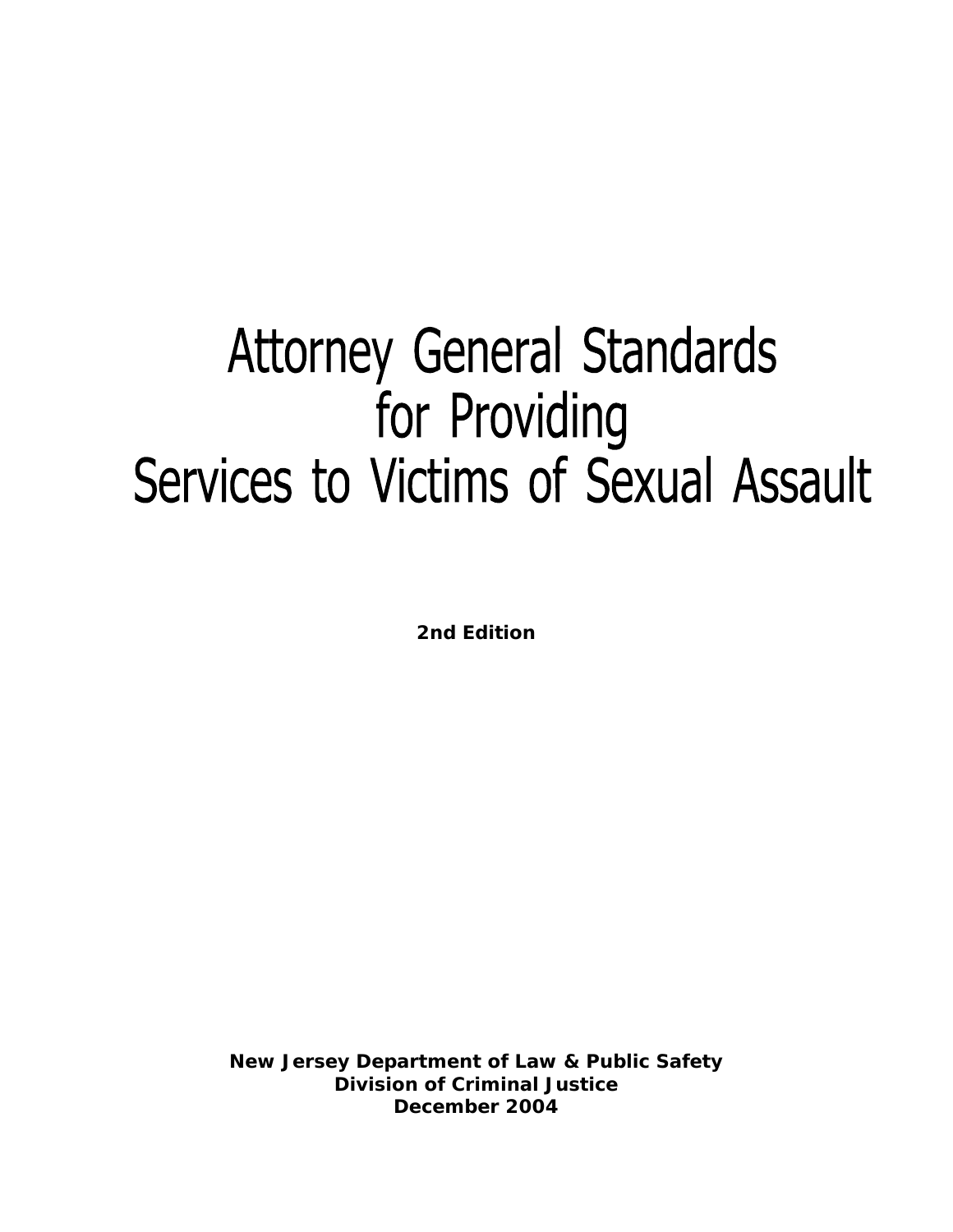# Attorney General Standards for Providing Services to Victims of Sexual Assault

**2nd Edition**

**New Jersey Department of Law & Public Safety**
**Division of Criminal Justice**
**December 2004**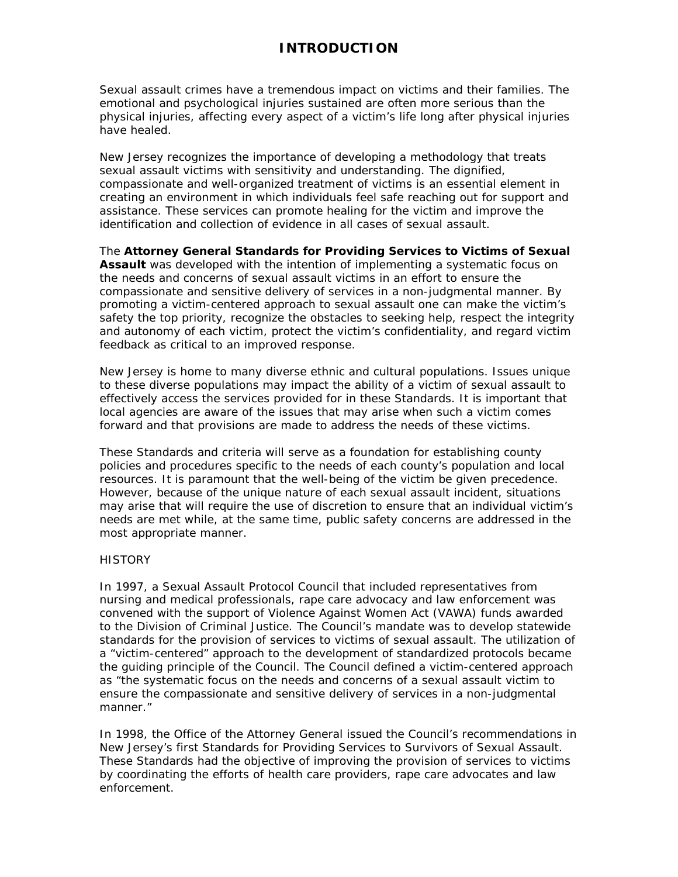# INTRODUCTION

Sexual assault crimes have a tremendous impact on victims and their families. The emotional and psychological injuries sustained are often more serious than the physical injuries, affecting every aspect of a victim's life long after physical injuries have healed.

New Jersey recognizes the importance of developing a methodology that treats sexual assault victims with sensitivity and understanding. The dignified, compassionate and well-organized treatment of victims is an essential element in creating an environment in which individuals feel safe reaching out for support and assistance. These services can promote healing for the victim and improve the identification and collection of evidence in all cases of sexual assault.

The **Attorney General Standards for Providing Services to Victims of Sexual Assault** was developed with the intention of implementing a systematic focus on the needs and concerns of sexual assault victims in an effort to ensure the compassionate and sensitive delivery of services in a non-judgmental manner. By promoting a victim-centered approach to sexual assault one can make the victim's safety the top priority, recognize the obstacles to seeking help, respect the integrity and autonomy of each victim, protect the victim's confidentiality, and regard victim feedback as critical to an improved response.

New Jersey is home to many diverse ethnic and cultural populations. Issues unique to these diverse populations may impact the ability of a victim of sexual assault to effectively access the services provided for in these Standards. It is important that local agencies are aware of the issues that may arise when such a victim comes forward and that provisions are made to address the needs of these victims.

These Standards and criteria will serve as a foundation for establishing county policies and procedures specific to the needs of each county's population and local resources. It is paramount that the well-being of the victim be given precedence. However, because of the unique nature of each sexual assault incident, situations may arise that will require the use of discretion to ensure that an individual victim's needs are met while, at the same time, public safety concerns are addressed in the most appropriate manner.

HISTORY

In 1997, a Sexual Assault Protocol Council that included representatives from nursing and medical professionals, rape care advocacy and law enforcement was convened with the support of Violence Against Women Act (VAWA) funds awarded to the Division of Criminal Justice. The Council's mandate was to develop statewide standards for the provision of services to victims of sexual assault. The utilization of a "victim-centered" approach to the development of standardized protocols became the guiding principle of the Council. The Council defined a victim-centered approach as "the systematic focus on the needs and concerns of a sexual assault victim to ensure the compassionate and sensitive delivery of services in a non-judgmental manner."

In 1998, the Office of the Attorney General issued the Council's recommendations in New Jersey's first Standards for Providing Services to Survivors of Sexual Assault. These Standards had the objective of improving the provision of services to victims by coordinating the efforts of health care providers, rape care advocates and law enforcement.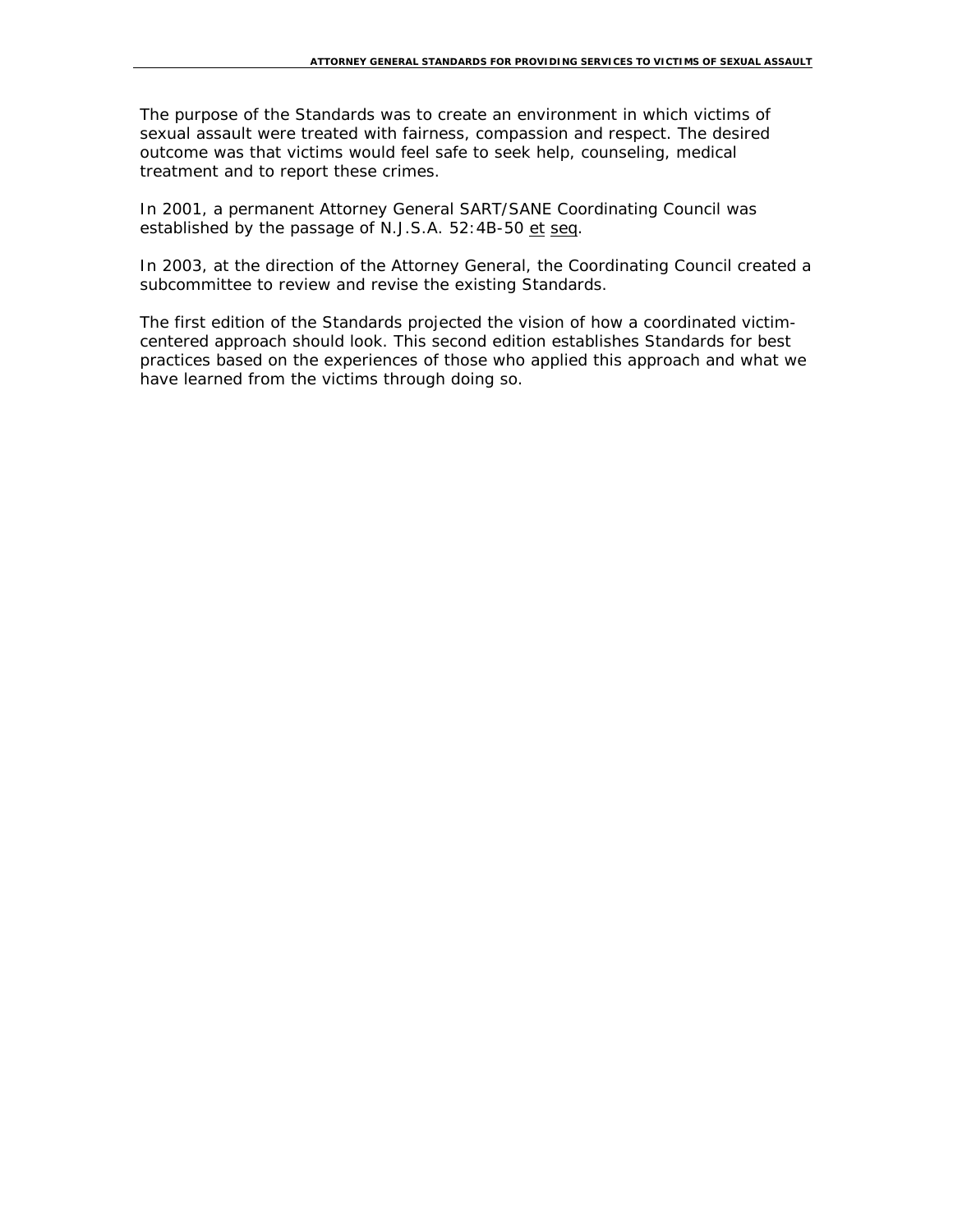The purpose of the Standards was to create an environment in which victims of sexual assault were treated with fairness, compassion and respect. The desired outcome was that victims would feel safe to seek help, counseling, medical treatment and to report these crimes.

In 2001, a permanent Attorney General SART/SANE Coordinating Council was established by the passage of N.J.S.A. 52:4B-50 et seq.

In 2003, at the direction of the Attorney General, the Coordinating Council created a subcommittee to review and revise the existing Standards.

The first edition of the Standards projected the vision of how a coordinated victim-centered approach should look. This second edition establishes Standards for best practices based on the experiences of those who applied this approach and what we have learned from the victims through doing so.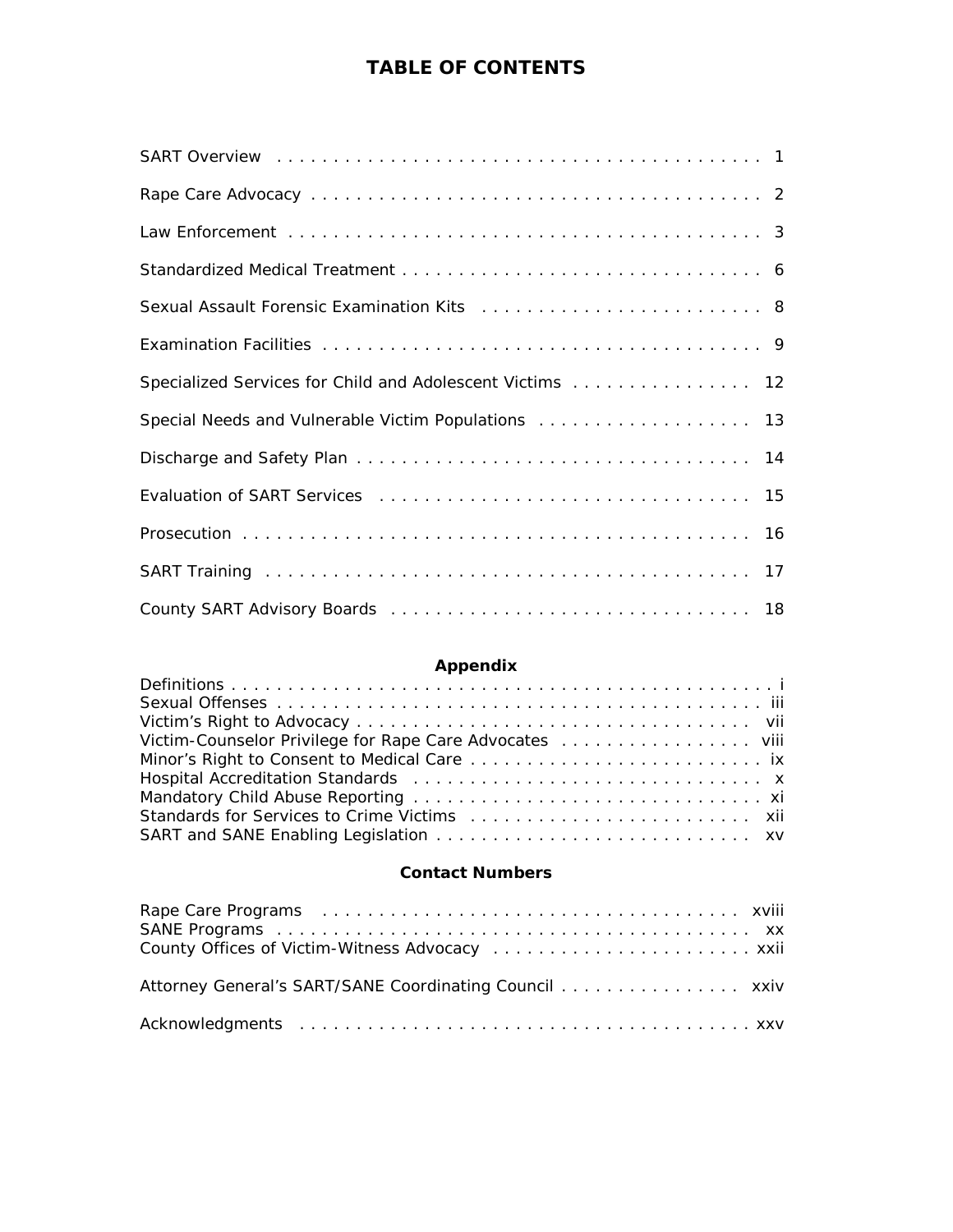# TABLE OF CONTENTS

| | |
|---|---|
| SART Overview | 1 |
| Rape Care Advocacy | 2 |
| Law Enforcement | 3 |
| Standardized Medical Treatment | 6 |
| Sexual Assault Forensic Examination Kits | 8 |
| Examination Facilities | 9 |
| Specialized Services for Child and Adolescent Victims | 12 |
| Special Needs and Vulnerable Victim Populations | 13 |
| Discharge and Safety Plan | 14 |
| Evaluation of SART Services | 15 |
| Prosecution | 16 |
| SART Training | 17 |
| County SART Advisory Boards | 18 |

## Appendix

| | |
|---|---|
| Definitions | i |
| Sexual Offenses | iii |
| Victim's Right to Advocacy | vii |
| Victim-Counselor Privilege for Rape Care Advocates | viii |
| Minor's Right to Consent to Medical Care | ix |
| Hospital Accreditation Standards | x |
| Mandatory Child Abuse Reporting | xi |
| Standards for Services to Crime Victims | xii |
| SART and SANE Enabling Legislation | xv |

## Contact Numbers

| | |
|---|---|
| Rape Care Programs | xviii |
| SANE Programs | xx |
| County Offices of Victim-Witness Advocacy | xxii |
| Attorney General's SART/SANE Coordinating Council | xxiv |
| Acknowledgments | xxv |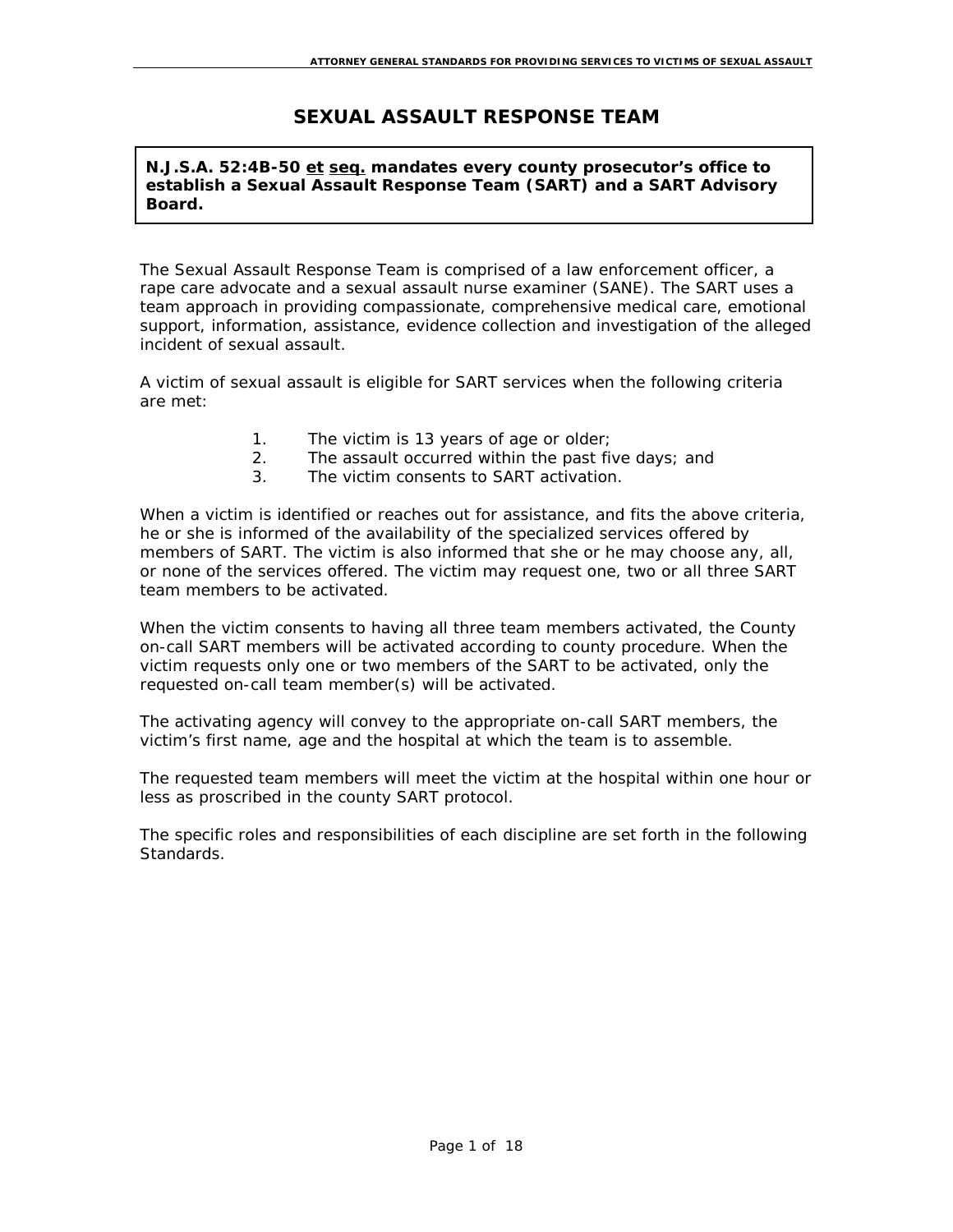# SEXUAL ASSAULT RESPONSE TEAM

**N.J.S.A. 52:4B-50 <u>et</u> <u>seq.</u> mandates every county prosecutor's office to establish a Sexual Assault Response Team (SART) and a SART Advisory Board.**

The Sexual Assault Response Team is comprised of a law enforcement officer, a rape care advocate and a sexual assault nurse examiner (SANE). The SART uses a team approach in providing compassionate, comprehensive medical care, emotional support, information, assistance, evidence collection and investigation of the alleged incident of sexual assault.

A victim of sexual assault is eligible for SART services when the following criteria are met:

1. The victim is 13 years of age or older;
2. The assault occurred within the past five days; and
3. The victim consents to SART activation.

When a victim is identified or reaches out for assistance, and fits the above criteria, he or she is informed of the availability of the specialized services offered by members of SART. The victim is also informed that she or he may choose any, all, or none of the services offered. The victim may request one, two or all three SART team members to be activated.

When the victim consents to having all three team members activated, the County on-call SART members will be activated according to county procedure. When the victim requests only one or two members of the SART to be activated, only the requested on-call team member(s) will be activated.

The activating agency will convey to the appropriate on-call SART members, the victim's first name, age and the hospital at which the team is to assemble.

The requested team members will meet the victim at the hospital within one hour or less as proscribed in the county SART protocol.

The specific roles and responsibilities of each discipline are set forth in the following Standards.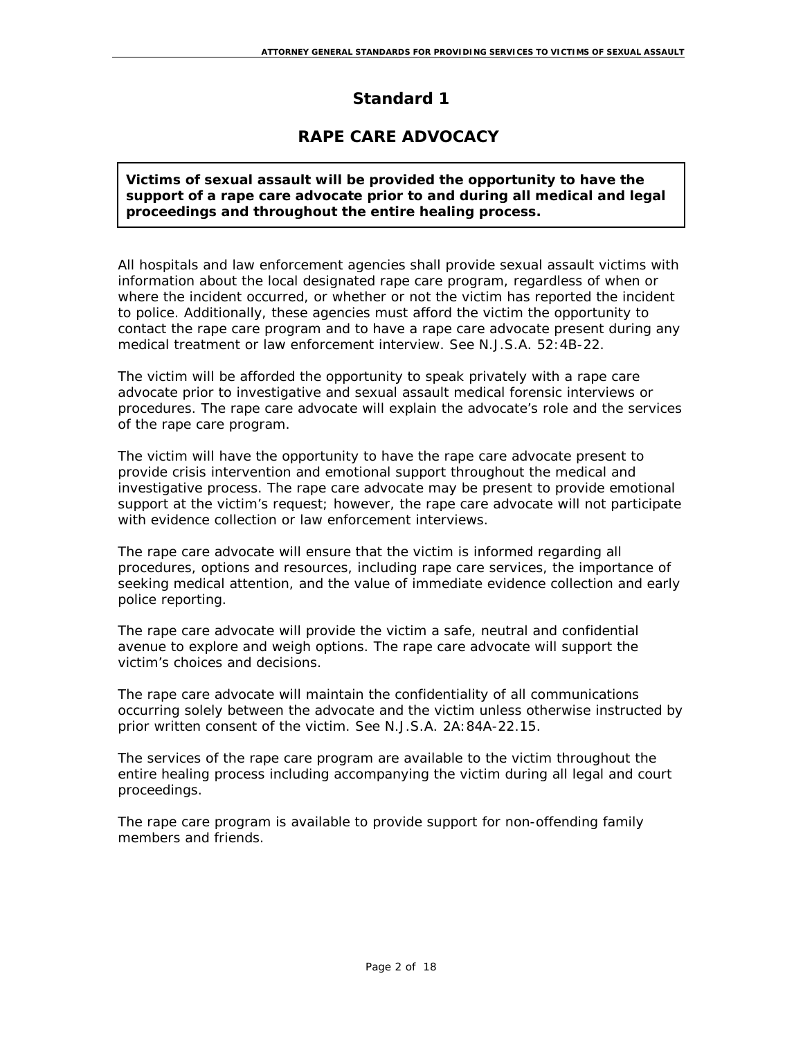# Standard 1

## RAPE CARE ADVOCACY

**Victims of sexual assault will be provided the opportunity to have the support of a rape care advocate prior to and during all medical and legal proceedings and throughout the entire healing process.**

All hospitals and law enforcement agencies shall provide sexual assault victims with information about the local designated rape care program, regardless of when or where the incident occurred, or whether or not the victim has reported the incident to police. Additionally, these agencies must afford the victim the opportunity to contact the rape care program and to have a rape care advocate present during any medical treatment or law enforcement interview. See N.J.S.A. 52:4B-22.

The victim will be afforded the opportunity to speak privately with a rape care advocate prior to investigative and sexual assault medical forensic interviews or procedures. The rape care advocate will explain the advocate's role and the services of the rape care program.

The victim will have the opportunity to have the rape care advocate present to provide crisis intervention and emotional support throughout the medical and investigative process. The rape care advocate may be present to provide emotional support at the victim's request; however, the rape care advocate will not participate with evidence collection or law enforcement interviews.

The rape care advocate will ensure that the victim is informed regarding all procedures, options and resources, including rape care services, the importance of seeking medical attention, and the value of immediate evidence collection and early police reporting.

The rape care advocate will provide the victim a safe, neutral and confidential avenue to explore and weigh options. The rape care advocate will support the victim's choices and decisions.

The rape care advocate will maintain the confidentiality of all communications occurring solely between the advocate and the victim unless otherwise instructed by prior written consent of the victim. See N.J.S.A. 2A:84A-22.15.

The services of the rape care program are available to the victim throughout the entire healing process including accompanying the victim during all legal and court proceedings.

The rape care program is available to provide support for non-offending family members and friends.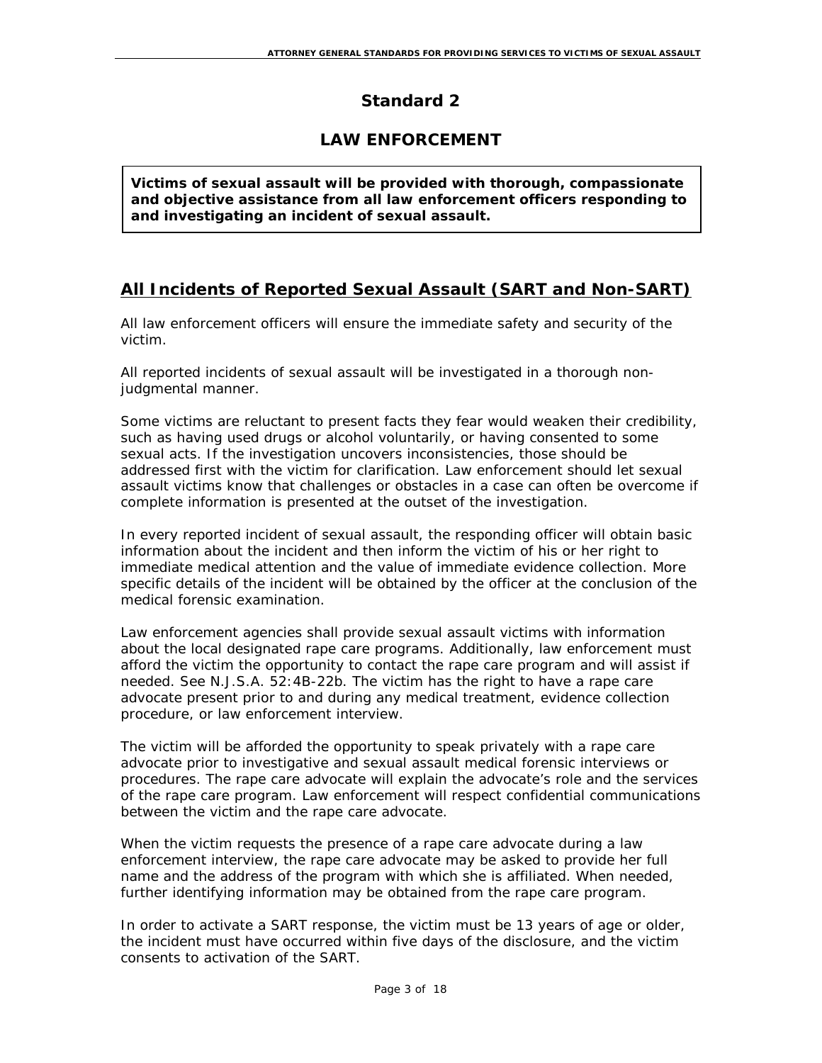# Standard 2

## LAW ENFORCEMENT

**Victims of sexual assault will be provided with thorough, compassionate and objective assistance from all law enforcement officers responding to and investigating an incident of sexual assault.**

### All Incidents of Reported Sexual Assault (SART and Non-SART)

All law enforcement officers will ensure the immediate safety and security of the victim.

All reported incidents of sexual assault will be investigated in a thorough non-judgmental manner.

Some victims are reluctant to present facts they fear would weaken their credibility, such as having used drugs or alcohol voluntarily, or having consented to some sexual acts. If the investigation uncovers inconsistencies, those should be addressed first with the victim for clarification. Law enforcement should let sexual assault victims know that challenges or obstacles in a case can often be overcome if complete information is presented at the outset of the investigation.

In every reported incident of sexual assault, the responding officer will obtain basic information about the incident and then inform the victim of his or her right to immediate medical attention and the value of immediate evidence collection. More specific details of the incident will be obtained by the officer at the conclusion of the medical forensic examination.

Law enforcement agencies shall provide sexual assault victims with information about the local designated rape care programs. Additionally, law enforcement must afford the victim the opportunity to contact the rape care program and will assist if needed. See N.J.S.A. 52:4B-22b. The victim has the right to have a rape care advocate present prior to and during any medical treatment, evidence collection procedure, or law enforcement interview.

The victim will be afforded the opportunity to speak privately with a rape care advocate prior to investigative and sexual assault medical forensic interviews or procedures. The rape care advocate will explain the advocate's role and the services of the rape care program. Law enforcement will respect confidential communications between the victim and the rape care advocate.

When the victim requests the presence of a rape care advocate during a law enforcement interview, the rape care advocate may be asked to provide her full name and the address of the program with which she is affiliated. When needed, further identifying information may be obtained from the rape care program.

In order to activate a SART response, the victim must be 13 years of age or older, the incident must have occurred within five days of the disclosure, and the victim consents to activation of the SART.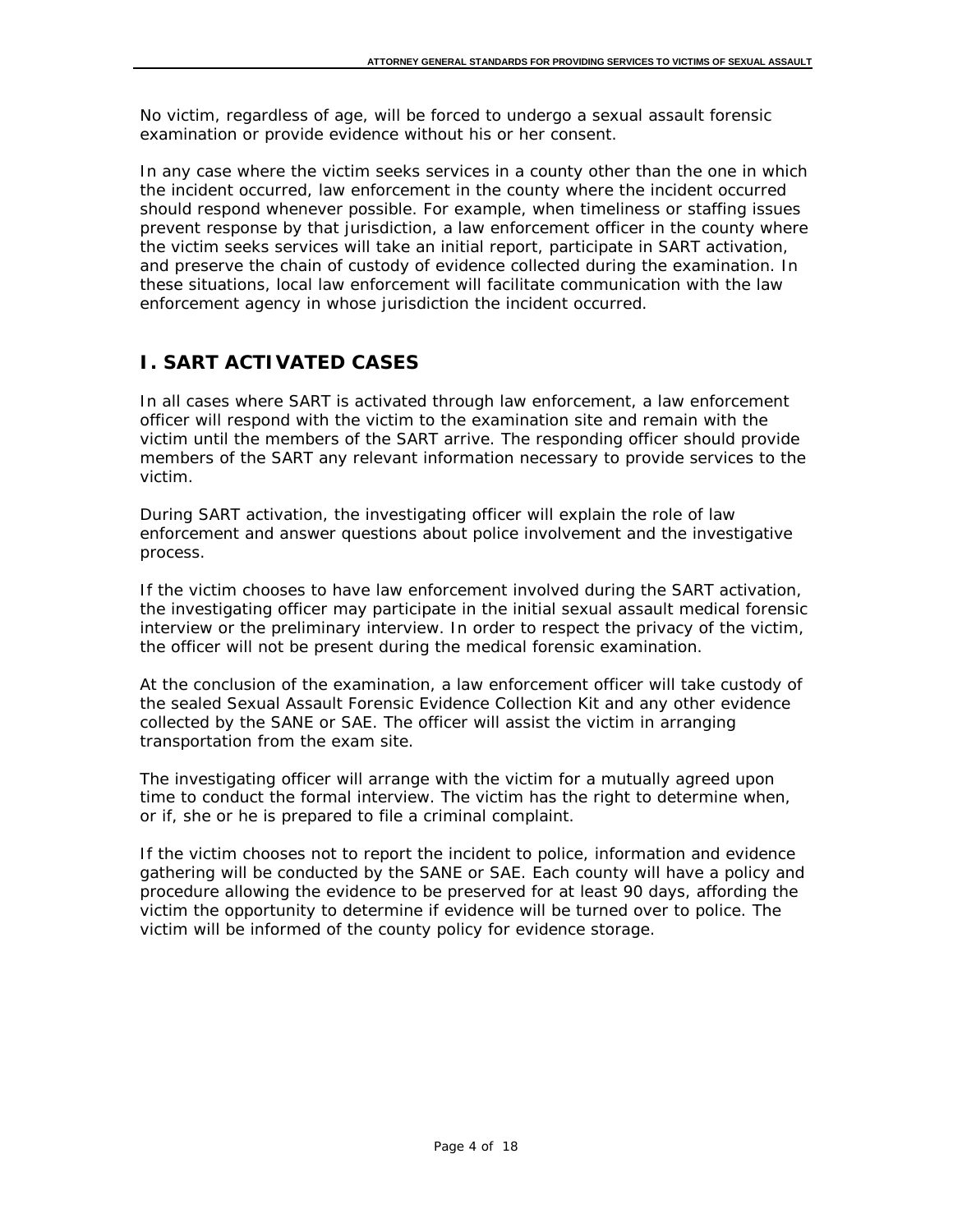No victim, regardless of age, will be forced to undergo a sexual assault forensic examination or provide evidence without his or her consent.

In any case where the victim seeks services in a county other than the one in which the incident occurred, law enforcement in the county where the incident occurred should respond whenever possible. For example, when timeliness or staffing issues prevent response by that jurisdiction, a law enforcement officer in the county where the victim seeks services will take an initial report, participate in SART activation, and preserve the chain of custody of evidence collected during the examination. In these situations, local law enforcement will facilitate communication with the law enforcement agency in whose jurisdiction the incident occurred.

## I. SART ACTIVATED CASES

In all cases where SART is activated through law enforcement, a law enforcement officer will respond with the victim to the examination site and remain with the victim until the members of the SART arrive. The responding officer should provide members of the SART any relevant information necessary to provide services to the victim.

During SART activation, the investigating officer will explain the role of law enforcement and answer questions about police involvement and the investigative process.

If the victim chooses to have law enforcement involved during the SART activation, the investigating officer may participate in the initial sexual assault medical forensic interview or the preliminary interview. In order to respect the privacy of the victim, the officer will not be present during the medical forensic examination.

At the conclusion of the examination, a law enforcement officer will take custody of the sealed Sexual Assault Forensic Evidence Collection Kit and any other evidence collected by the SANE or SAE. The officer will assist the victim in arranging transportation from the exam site.

The investigating officer will arrange with the victim for a mutually agreed upon time to conduct the formal interview. The victim has the right to determine when, or if, she or he is prepared to file a criminal complaint.

If the victim chooses not to report the incident to police, information and evidence gathering will be conducted by the SANE or SAE. Each county will have a policy and procedure allowing the evidence to be preserved for at least 90 days, affording the victim the opportunity to determine if evidence will be turned over to police. The victim will be informed of the county policy for evidence storage.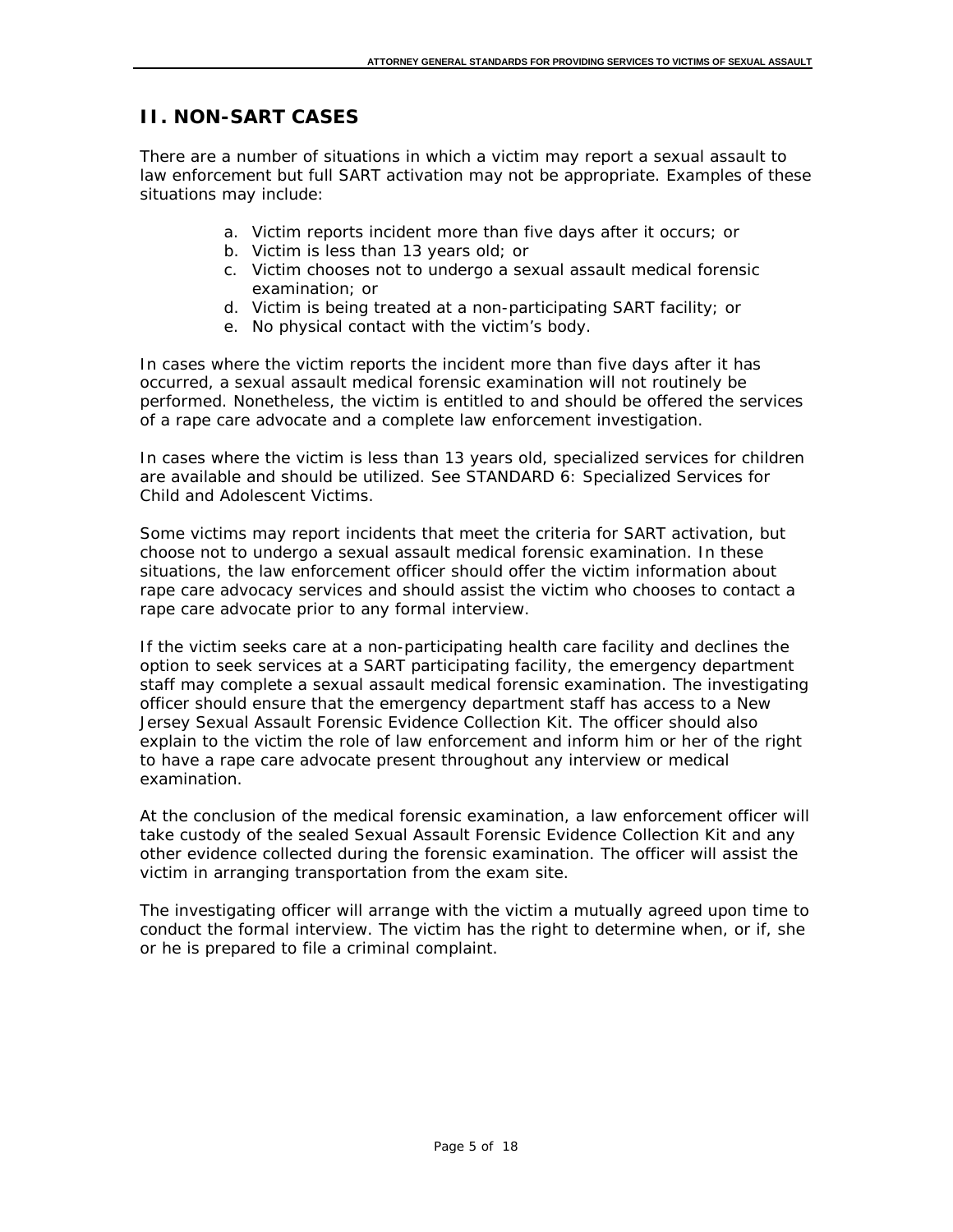## II. NON-SART CASES

There are a number of situations in which a victim may report a sexual assault to law enforcement but full SART activation may not be appropriate. Examples of these situations may include:

a. Victim reports incident more than five days after it occurs; or
b. Victim is less than 13 years old; or
c. Victim chooses not to undergo a sexual assault medical forensic examination; or
d. Victim is being treated at a non-participating SART facility; or
e. No physical contact with the victim's body.

In cases where the victim reports the incident more than five days after it has occurred, a sexual assault medical forensic examination will not routinely be performed. Nonetheless, the victim is entitled to and should be offered the services of a rape care advocate and a complete law enforcement investigation.

In cases where the victim is less than 13 years old, specialized services for children are available and should be utilized. See STANDARD 6: Specialized Services for Child and Adolescent Victims.

Some victims may report incidents that meet the criteria for SART activation, but choose not to undergo a sexual assault medical forensic examination. In these situations, the law enforcement officer should offer the victim information about rape care advocacy services and should assist the victim who chooses to contact a rape care advocate prior to any formal interview.

If the victim seeks care at a non-participating health care facility and declines the option to seek services at a SART participating facility, the emergency department staff may complete a sexual assault medical forensic examination. The investigating officer should ensure that the emergency department staff has access to a New Jersey Sexual Assault Forensic Evidence Collection Kit. The officer should also explain to the victim the role of law enforcement and inform him or her of the right to have a rape care advocate present throughout any interview or medical examination.

At the conclusion of the medical forensic examination, a law enforcement officer will take custody of the sealed Sexual Assault Forensic Evidence Collection Kit and any other evidence collected during the forensic examination. The officer will assist the victim in arranging transportation from the exam site.

The investigating officer will arrange with the victim a mutually agreed upon time to conduct the formal interview. The victim has the right to determine when, or if, she or he is prepared to file a criminal complaint.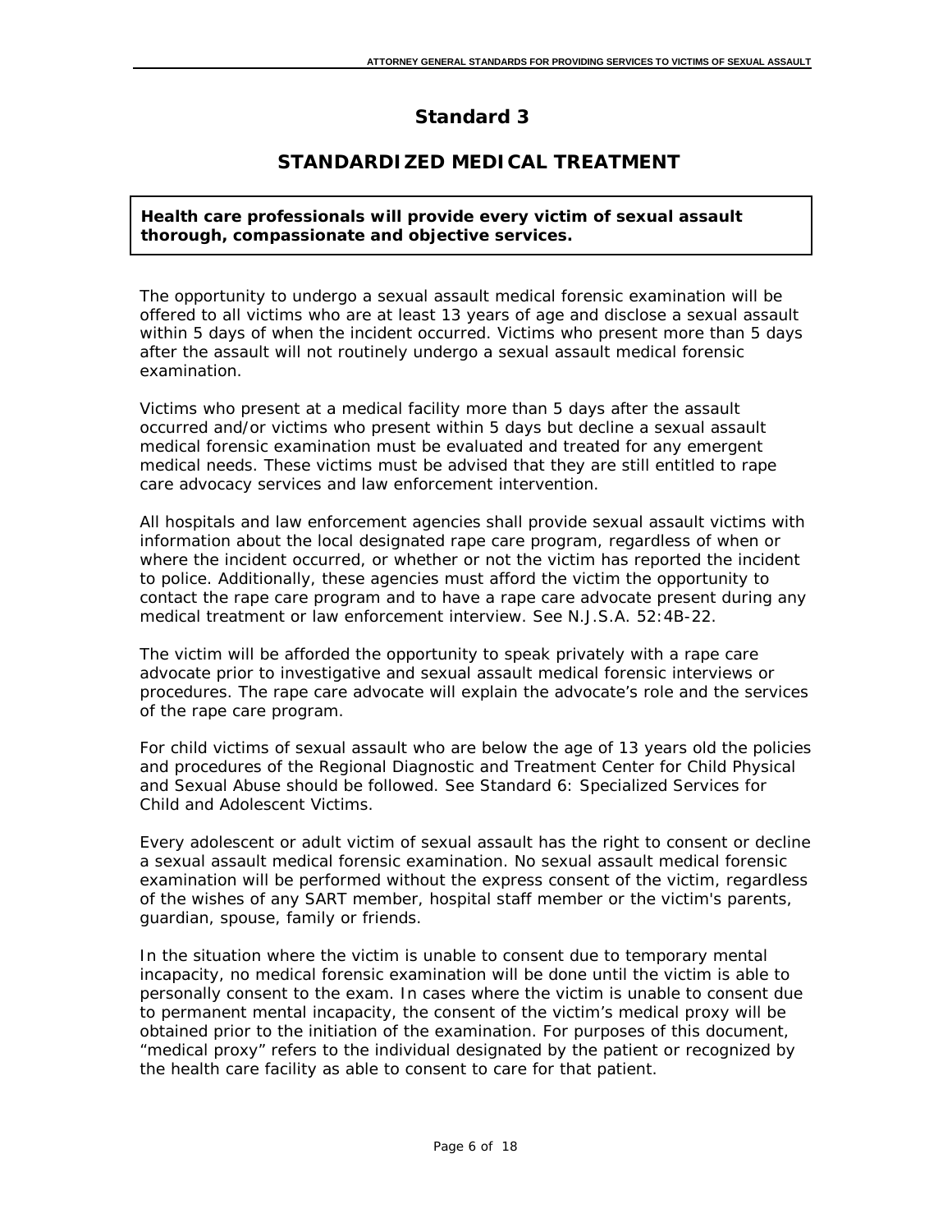# Standard 3

## STANDARDIZED MEDICAL TREATMENT

**Health care professionals will provide every victim of sexual assault thorough, compassionate and objective services.**

The opportunity to undergo a sexual assault medical forensic examination will be offered to all victims who are at least 13 years of age and disclose a sexual assault within 5 days of when the incident occurred. Victims who present more than 5 days after the assault will not routinely undergo a sexual assault medical forensic examination.

Victims who present at a medical facility more than 5 days after the assault occurred and/or victims who present within 5 days but decline a sexual assault medical forensic examination must be evaluated and treated for any emergent medical needs. These victims must be advised that they are still entitled to rape care advocacy services and law enforcement intervention.

All hospitals and law enforcement agencies shall provide sexual assault victims with information about the local designated rape care program, regardless of when or where the incident occurred, or whether or not the victim has reported the incident to police. Additionally, these agencies must afford the victim the opportunity to contact the rape care program and to have a rape care advocate present during any medical treatment or law enforcement interview. See N.J.S.A. 52:4B-22.

The victim will be afforded the opportunity to speak privately with a rape care advocate prior to investigative and sexual assault medical forensic interviews or procedures. The rape care advocate will explain the advocate's role and the services of the rape care program.

For child victims of sexual assault who are below the age of 13 years old the policies and procedures of the Regional Diagnostic and Treatment Center for Child Physical and Sexual Abuse should be followed. See Standard 6: Specialized Services for Child and Adolescent Victims.

Every adolescent or adult victim of sexual assault has the right to consent or decline a sexual assault medical forensic examination. No sexual assault medical forensic examination will be performed without the express consent of the victim, regardless of the wishes of any SART member, hospital staff member or the victim's parents, guardian, spouse, family or friends.

In the situation where the victim is unable to consent due to temporary mental incapacity, no medical forensic examination will be done until the victim is able to personally consent to the exam. In cases where the victim is unable to consent due to permanent mental incapacity, the consent of the victim's medical proxy will be obtained prior to the initiation of the examination. For purposes of this document, "medical proxy" refers to the individual designated by the patient or recognized by the health care facility as able to consent to care for that patient.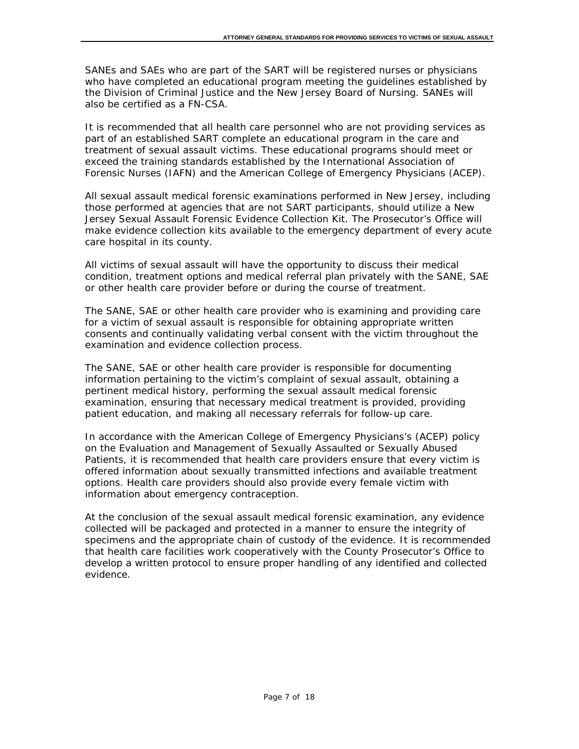SANEs and SAEs who are part of the SART will be registered nurses or physicians who have completed an educational program meeting the guidelines established by the Division of Criminal Justice and the New Jersey Board of Nursing. SANEs will also be certified as a FN-CSA.

It is recommended that all health care personnel who are not providing services as part of an established SART complete an educational program in the care and treatment of sexual assault victims. These educational programs should meet or exceed the training standards established by the International Association of Forensic Nurses (IAFN) and the American College of Emergency Physicians (ACEP).

All sexual assault medical forensic examinations performed in New Jersey, including those performed at agencies that are not SART participants, should utilize a New Jersey Sexual Assault Forensic Evidence Collection Kit. The Prosecutor's Office will make evidence collection kits available to the emergency department of every acute care hospital in its county.

All victims of sexual assault will have the opportunity to discuss their medical condition, treatment options and medical referral plan privately with the SANE, SAE or other health care provider before or during the course of treatment.

The SANE, SAE or other health care provider who is examining and providing care for a victim of sexual assault is responsible for obtaining appropriate written consents and continually validating verbal consent with the victim throughout the examination and evidence collection process.

The SANE, SAE or other health care provider is responsible for documenting information pertaining to the victim's complaint of sexual assault, obtaining a pertinent medical history, performing the sexual assault medical forensic examination, ensuring that necessary medical treatment is provided, providing patient education, and making all necessary referrals for follow-up care.

In accordance with the American College of Emergency Physicians's (ACEP) policy on the Evaluation and Management of Sexually Assaulted or Sexually Abused Patients, it is recommended that health care providers ensure that every victim is offered information about sexually transmitted infections and available treatment options. Health care providers should also provide every female victim with information about emergency contraception.

At the conclusion of the sexual assault medical forensic examination, any evidence collected will be packaged and protected in a manner to ensure the integrity of specimens and the appropriate chain of custody of the evidence. It is recommended that health care facilities work cooperatively with the County Prosecutor's Office to develop a written protocol to ensure proper handling of any identified and collected evidence.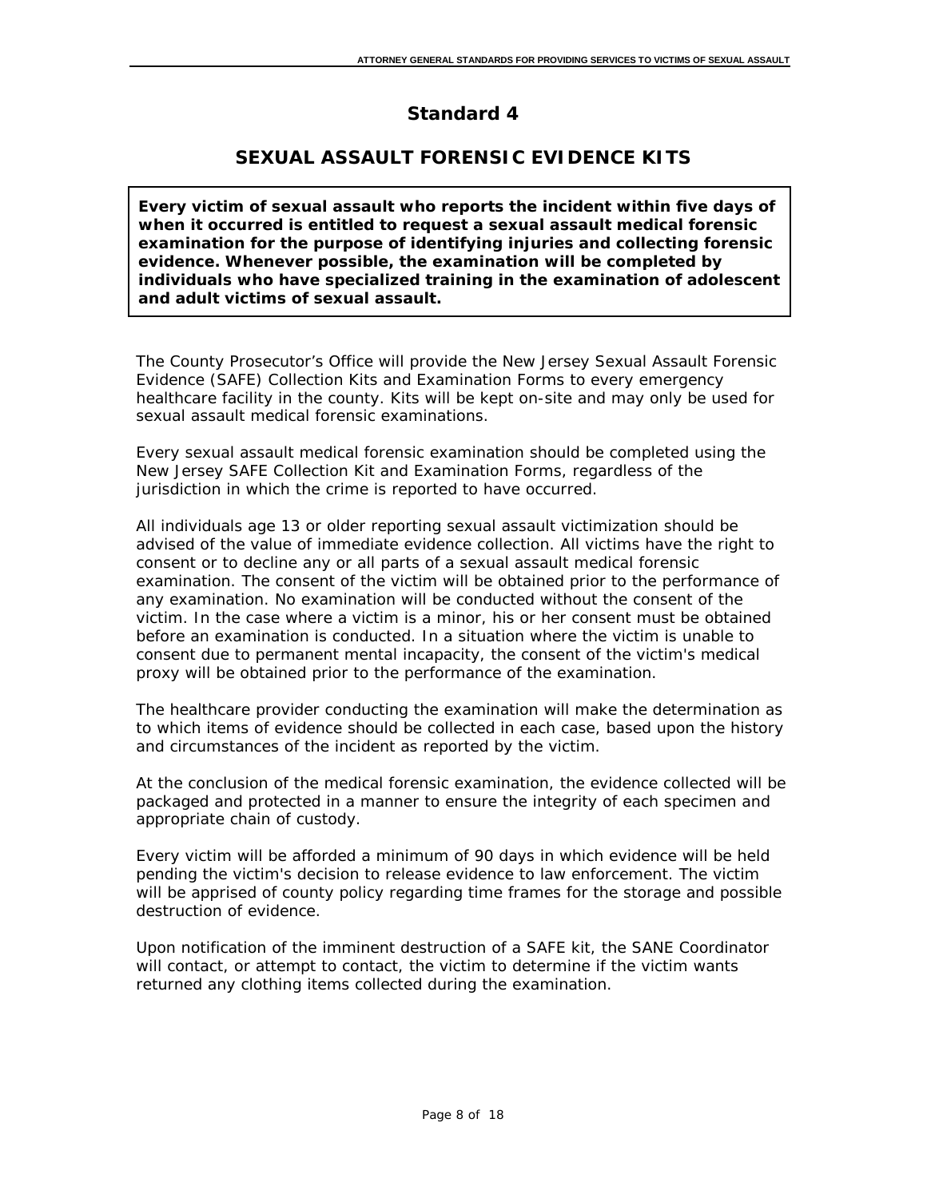# Standard 4

## SEXUAL ASSAULT FORENSIC EVIDENCE KITS

**Every victim of sexual assault who reports the incident within five days of when it occurred is entitled to request a sexual assault medical forensic examination for the purpose of identifying injuries and collecting forensic evidence. Whenever possible, the examination will be completed by individuals who have specialized training in the examination of adolescent and adult victims of sexual assault.**

The County Prosecutor's Office will provide the New Jersey Sexual Assault Forensic Evidence (SAFE) Collection Kits and Examination Forms to every emergency healthcare facility in the county. Kits will be kept on-site and may only be used for sexual assault medical forensic examinations.

Every sexual assault medical forensic examination should be completed using the New Jersey SAFE Collection Kit and Examination Forms, regardless of the jurisdiction in which the crime is reported to have occurred.

All individuals age 13 or older reporting sexual assault victimization should be advised of the value of immediate evidence collection. All victims have the right to consent or to decline any or all parts of a sexual assault medical forensic examination. The consent of the victim will be obtained prior to the performance of any examination. No examination will be conducted without the consent of the victim. In the case where a victim is a minor, his or her consent must be obtained before an examination is conducted. In a situation where the victim is unable to consent due to permanent mental incapacity, the consent of the victim's medical proxy will be obtained prior to the performance of the examination.

The healthcare provider conducting the examination will make the determination as to which items of evidence should be collected in each case, based upon the history and circumstances of the incident as reported by the victim.

At the conclusion of the medical forensic examination, the evidence collected will be packaged and protected in a manner to ensure the integrity of each specimen and appropriate chain of custody.

Every victim will be afforded a minimum of 90 days in which evidence will be held pending the victim's decision to release evidence to law enforcement. The victim will be apprised of county policy regarding time frames for the storage and possible destruction of evidence.

Upon notification of the imminent destruction of a SAFE kit, the SANE Coordinator will contact, or attempt to contact, the victim to determine if the victim wants returned any clothing items collected during the examination.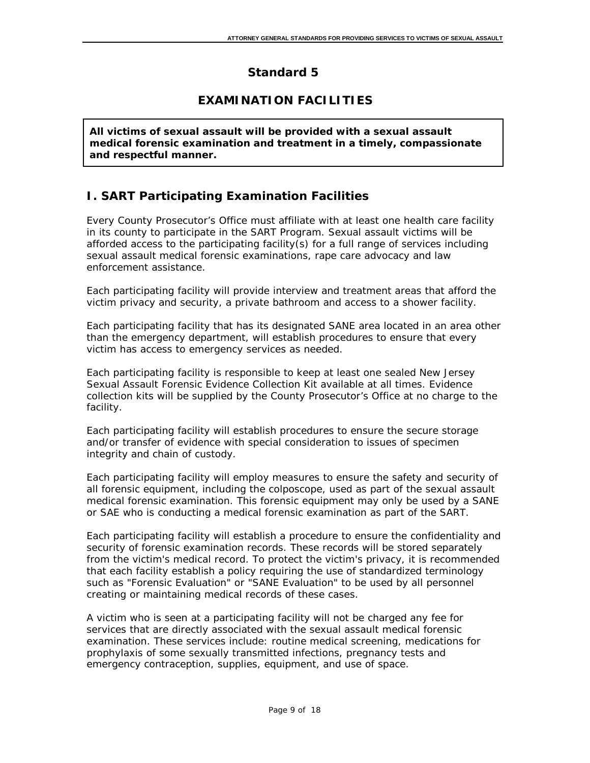# Standard 5

## EXAMINATION FACILITIES

**All victims of sexual assault will be provided with a sexual assault medical forensic examination and treatment in a timely, compassionate and respectful manner.**

## I. SART Participating Examination Facilities

Every County Prosecutor's Office must affiliate with at least one health care facility in its county to participate in the SART Program. Sexual assault victims will be afforded access to the participating facility(s) for a full range of services including sexual assault medical forensic examinations, rape care advocacy and law enforcement assistance.

Each participating facility will provide interview and treatment areas that afford the victim privacy and security, a private bathroom and access to a shower facility.

Each participating facility that has its designated SANE area located in an area other than the emergency department, will establish procedures to ensure that every victim has access to emergency services as needed.

Each participating facility is responsible to keep at least one sealed New Jersey Sexual Assault Forensic Evidence Collection Kit available at all times. Evidence collection kits will be supplied by the County Prosecutor's Office at no charge to the facility.

Each participating facility will establish procedures to ensure the secure storage and/or transfer of evidence with special consideration to issues of specimen integrity and chain of custody.

Each participating facility will employ measures to ensure the safety and security of all forensic equipment, including the colposcope, used as part of the sexual assault medical forensic examination. This forensic equipment may only be used by a SANE or SAE who is conducting a medical forensic examination as part of the SART.

Each participating facility will establish a procedure to ensure the confidentiality and security of forensic examination records. These records will be stored separately from the victim's medical record. To protect the victim's privacy, it is recommended that each facility establish a policy requiring the use of standardized terminology such as "Forensic Evaluation" or "SANE Evaluation" to be used by all personnel creating or maintaining medical records of these cases.

A victim who is seen at a participating facility will not be charged any fee for services that are directly associated with the sexual assault medical forensic examination. These services include: routine medical screening, medications for prophylaxis of some sexually transmitted infections, pregnancy tests and emergency contraception, supplies, equipment, and use of space.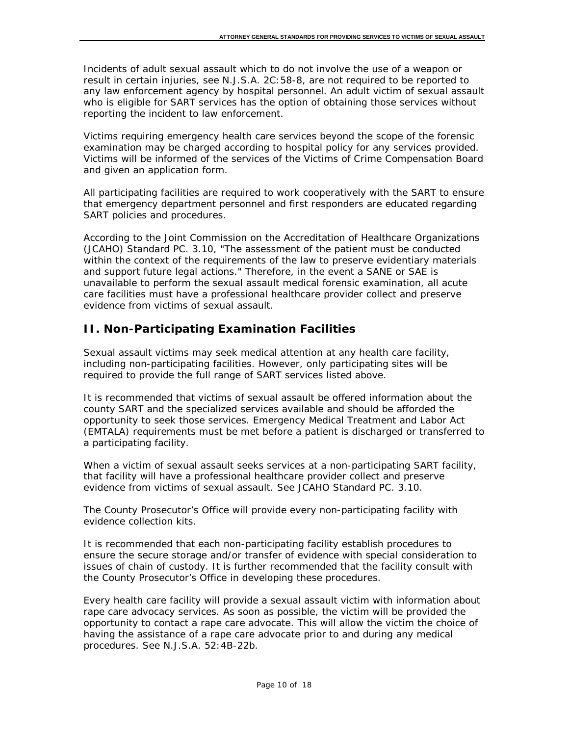Incidents of adult sexual assault which to do not involve the use of a weapon or result in certain injuries, see N.J.S.A. 2C:58-8, are not required to be reported to any law enforcement agency by hospital personnel. An adult victim of sexual assault who is eligible for SART services has the option of obtaining those services without reporting the incident to law enforcement.

Victims requiring emergency health care services beyond the scope of the forensic examination may be charged according to hospital policy for any services provided. Victims will be informed of the services of the Victims of Crime Compensation Board and given an application form.

All participating facilities are required to work cooperatively with the SART to ensure that emergency department personnel and first responders are educated regarding SART policies and procedures.

According to the Joint Commission on the Accreditation of Healthcare Organizations (JCAHO) Standard PC. 3.10, "The assessment of the patient must be conducted within the context of the requirements of the law to preserve evidentiary materials and support future legal actions." Therefore, in the event a SANE or SAE is unavailable to perform the sexual assault medical forensic examination, all acute care facilities must have a professional healthcare provider collect and preserve evidence from victims of sexual assault.

## II. Non-Participating Examination Facilities

Sexual assault victims may seek medical attention at any health care facility, including non-participating facilities. However, only participating sites will be required to provide the full range of SART services listed above.

It is recommended that victims of sexual assault be offered information about the county SART and the specialized services available and should be afforded the opportunity to seek those services. Emergency Medical Treatment and Labor Act (EMTALA) requirements must be met before a patient is discharged or transferred to a participating facility.

When a victim of sexual assault seeks services at a non-participating SART facility, that facility will have a professional healthcare provider collect and preserve evidence from victims of sexual assault. See JCAHO Standard PC. 3.10.

The County Prosecutor's Office will provide every non-participating facility with evidence collection kits.

It is recommended that each non-participating facility establish procedures to ensure the secure storage and/or transfer of evidence with special consideration to issues of chain of custody. It is further recommended that the facility consult with the County Prosecutor's Office in developing these procedures.

Every health care facility will provide a sexual assault victim with information about rape care advocacy services. As soon as possible, the victim will be provided the opportunity to contact a rape care advocate. This will allow the victim the choice of having the assistance of a rape care advocate prior to and during any medical procedures. See N.J.S.A. 52:4B-22b.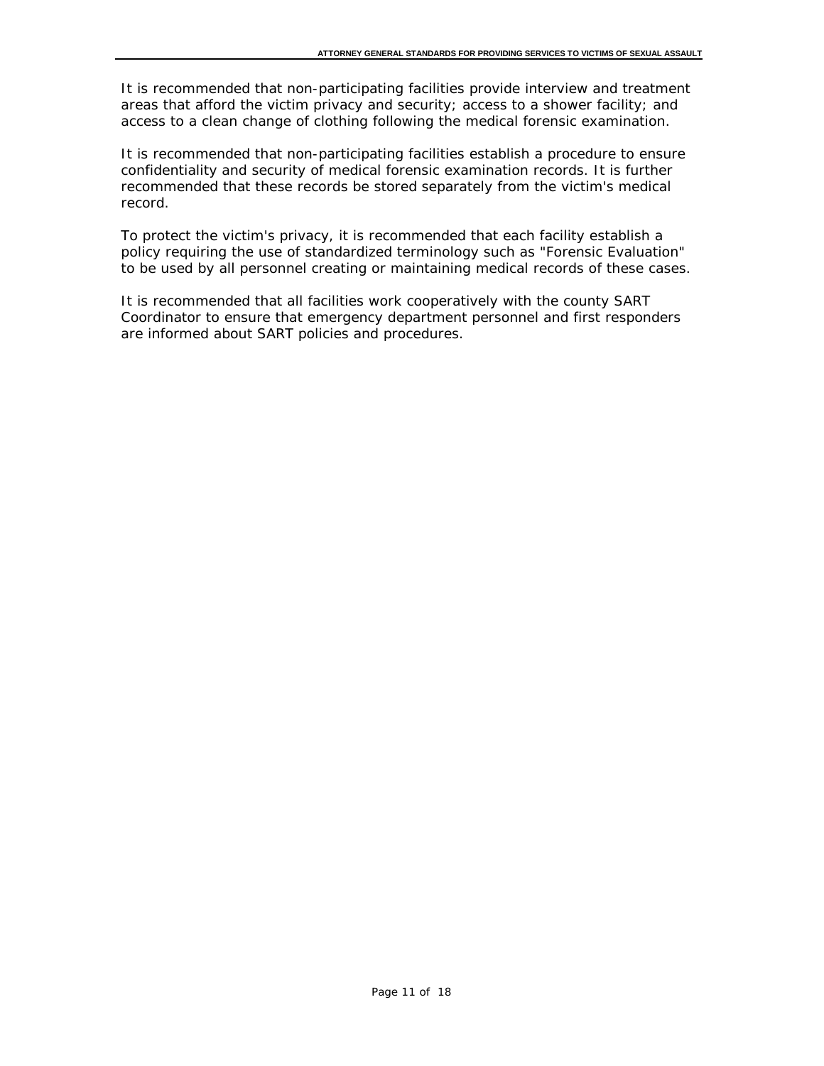It is recommended that non-participating facilities provide interview and treatment areas that afford the victim privacy and security; access to a shower facility; and access to a clean change of clothing following the medical forensic examination.

It is recommended that non-participating facilities establish a procedure to ensure confidentiality and security of medical forensic examination records. It is further recommended that these records be stored separately from the victim's medical record.

To protect the victim's privacy, it is recommended that each facility establish a policy requiring the use of standardized terminology such as "Forensic Evaluation" to be used by all personnel creating or maintaining medical records of these cases.

It is recommended that all facilities work cooperatively with the county SART Coordinator to ensure that emergency department personnel and first responders are informed about SART policies and procedures.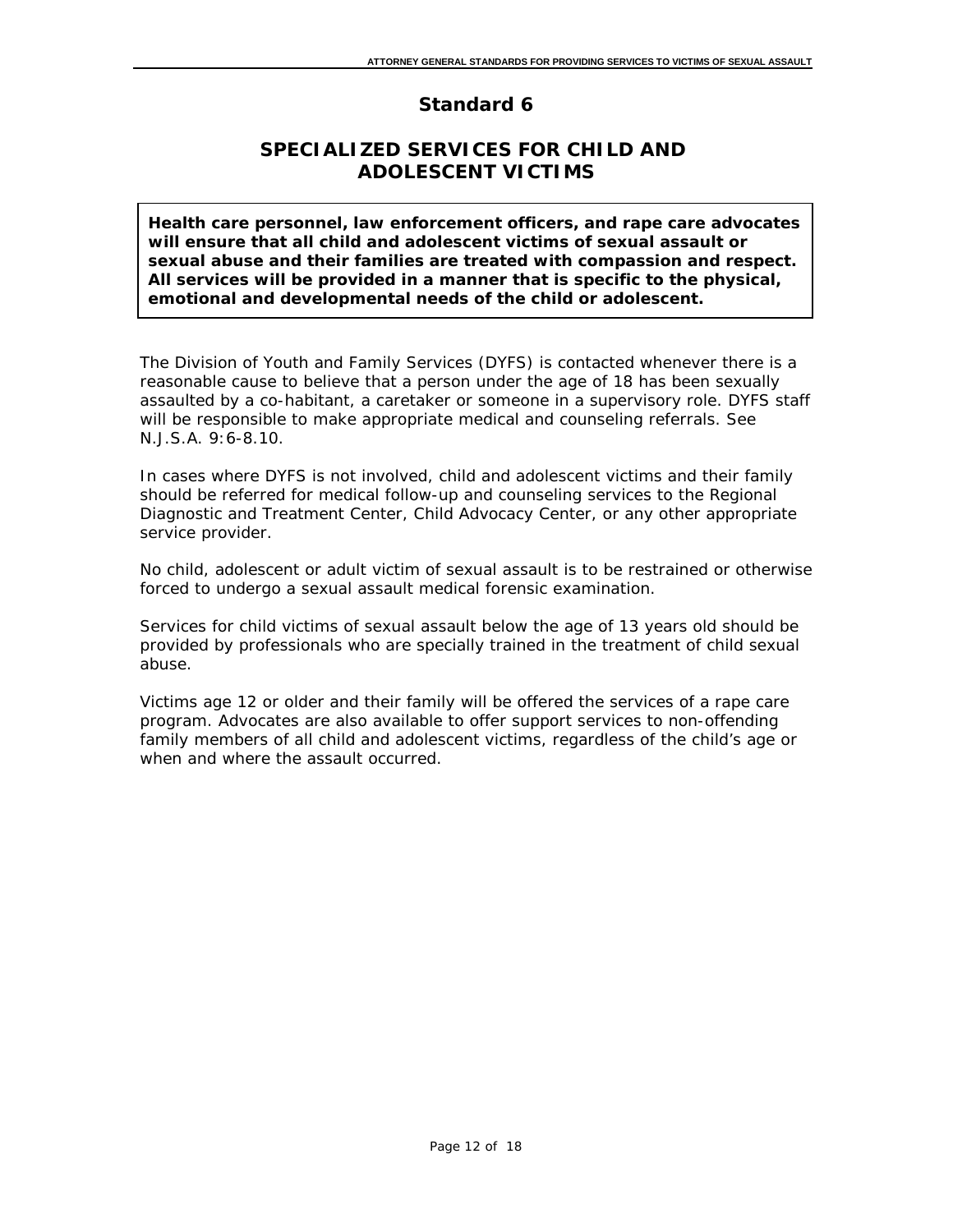# Standard 6

## SPECIALIZED SERVICES FOR CHILD AND ADOLESCENT VICTIMS

**Health care personnel, law enforcement officers, and rape care advocates will ensure that all child and adolescent victims of sexual assault or sexual abuse and their families are treated with compassion and respect. All services will be provided in a manner that is specific to the physical, emotional and developmental needs of the child or adolescent.**

The Division of Youth and Family Services (DYFS) is contacted whenever there is a reasonable cause to believe that a person under the age of 18 has been sexually assaulted by a co-habitant, a caretaker or someone in a supervisory role. DYFS staff will be responsible to make appropriate medical and counseling referrals. See N.J.S.A. 9:6-8.10.

In cases where DYFS is not involved, child and adolescent victims and their family should be referred for medical follow-up and counseling services to the Regional Diagnostic and Treatment Center, Child Advocacy Center, or any other appropriate service provider.

No child, adolescent or adult victim of sexual assault is to be restrained or otherwise forced to undergo a sexual assault medical forensic examination.

Services for child victims of sexual assault below the age of 13 years old should be provided by professionals who are specially trained in the treatment of child sexual abuse.

Victims age 12 or older and their family will be offered the services of a rape care program. Advocates are also available to offer support services to non-offending family members of all child and adolescent victims, regardless of the child's age or when and where the assault occurred.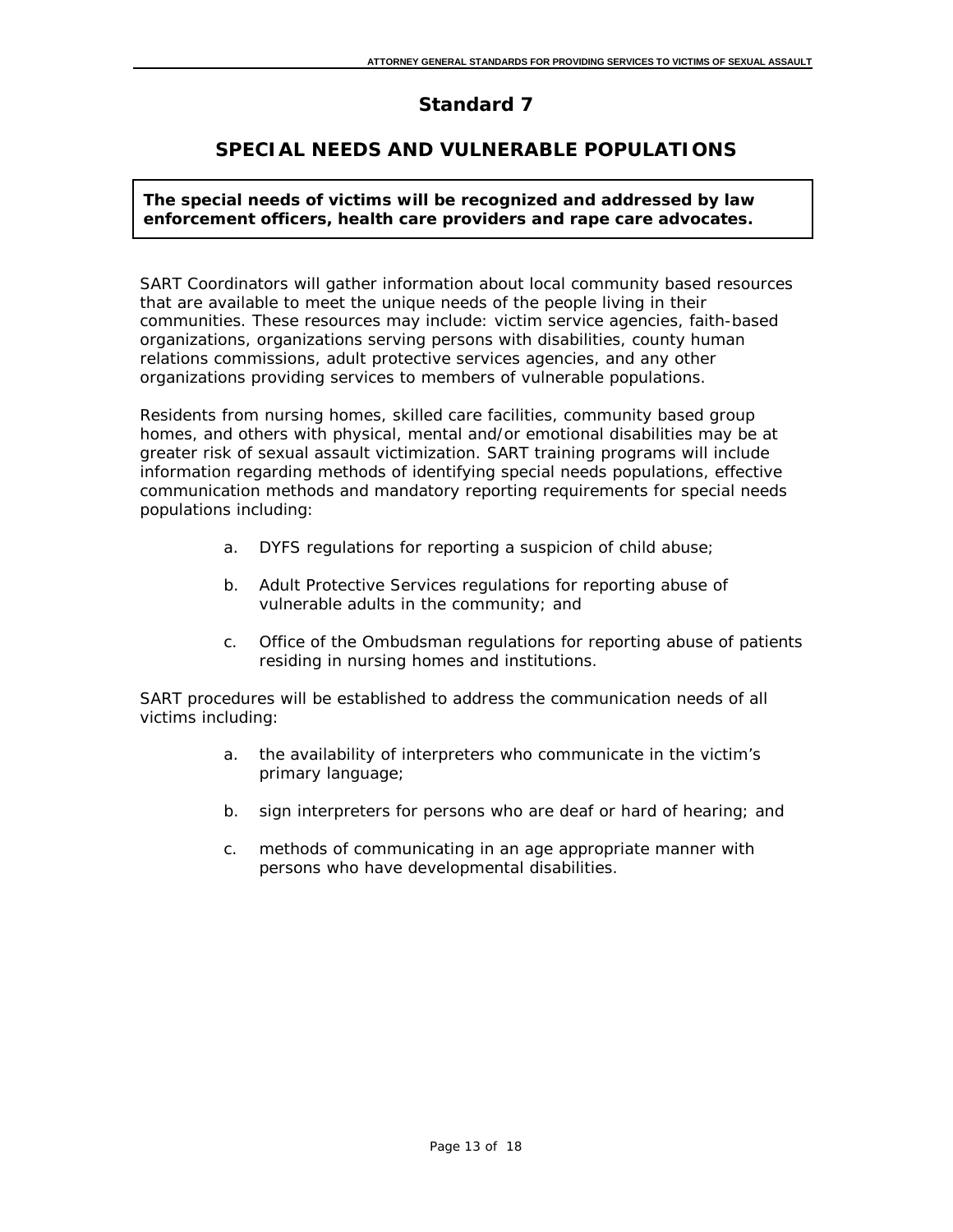# Standard 7

## SPECIAL NEEDS AND VULNERABLE POPULATIONS

**The special needs of victims will be recognized and addressed by law enforcement officers, health care providers and rape care advocates.**

SART Coordinators will gather information about local community based resources that are available to meet the unique needs of the people living in their communities. These resources may include: victim service agencies, faith-based organizations, organizations serving persons with disabilities, county human relations commissions, adult protective services agencies, and any other organizations providing services to members of vulnerable populations.

Residents from nursing homes, skilled care facilities, community based group homes, and others with physical, mental and/or emotional disabilities may be at greater risk of sexual assault victimization. SART training programs will include information regarding methods of identifying special needs populations, effective communication methods and mandatory reporting requirements for special needs populations including:

a. DYFS regulations for reporting a suspicion of child abuse;

b. Adult Protective Services regulations for reporting abuse of vulnerable adults in the community; and

c. Office of the Ombudsman regulations for reporting abuse of patients residing in nursing homes and institutions.

SART procedures will be established to address the communication needs of all victims including:

a. the availability of interpreters who communicate in the victim's primary language;

b. sign interpreters for persons who are deaf or hard of hearing; and

c. methods of communicating in an age appropriate manner with persons who have developmental disabilities.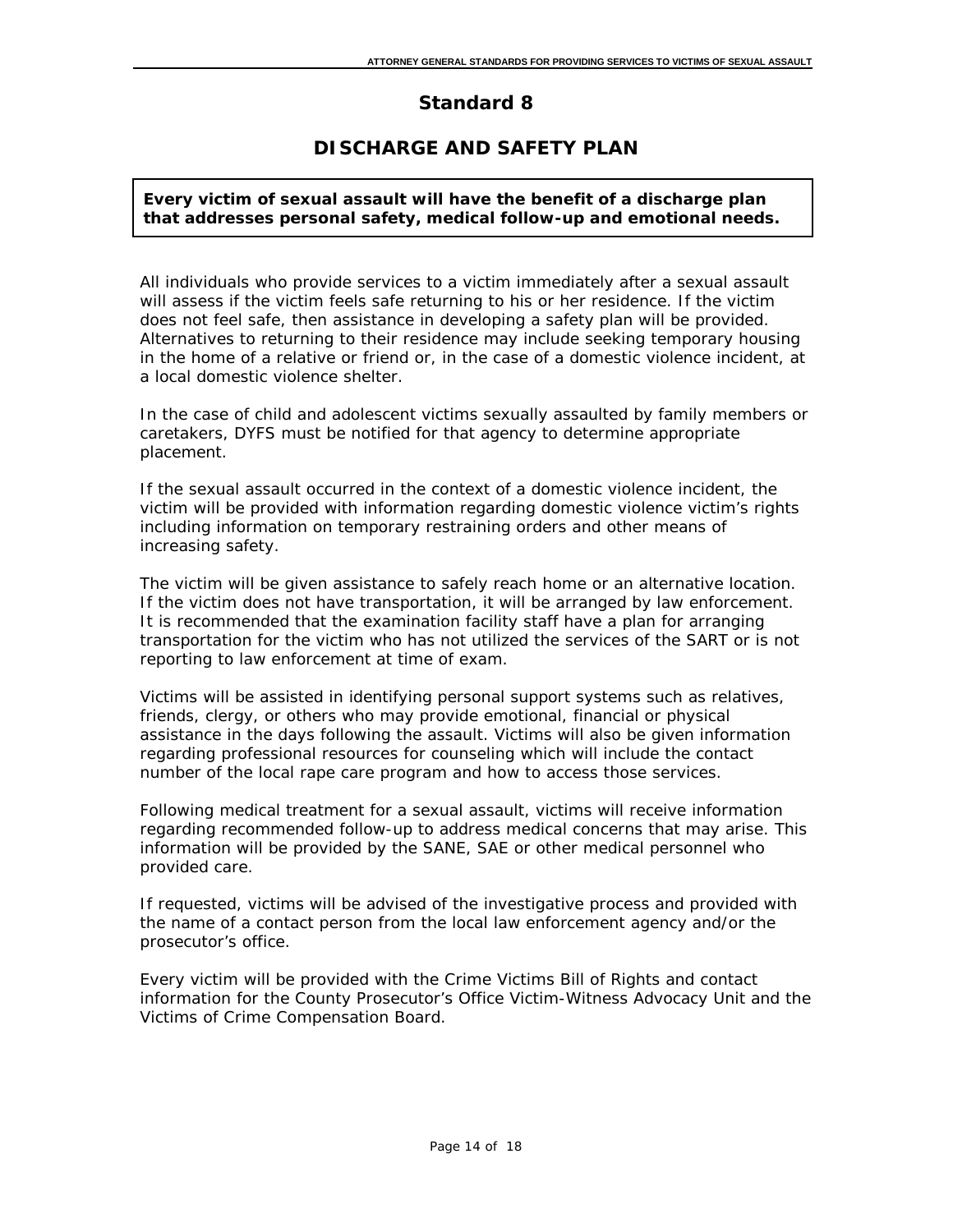# Standard 8

## DISCHARGE AND SAFETY PLAN

**Every victim of sexual assault will have the benefit of a discharge plan that addresses personal safety, medical follow-up and emotional needs.**

All individuals who provide services to a victim immediately after a sexual assault will assess if the victim feels safe returning to his or her residence. If the victim does not feel safe, then assistance in developing a safety plan will be provided. Alternatives to returning to their residence may include seeking temporary housing in the home of a relative or friend or, in the case of a domestic violence incident, at a local domestic violence shelter.

In the case of child and adolescent victims sexually assaulted by family members or caretakers, DYFS must be notified for that agency to determine appropriate placement.

If the sexual assault occurred in the context of a domestic violence incident, the victim will be provided with information regarding domestic violence victim's rights including information on temporary restraining orders and other means of increasing safety.

The victim will be given assistance to safely reach home or an alternative location. If the victim does not have transportation, it will be arranged by law enforcement. It is recommended that the examination facility staff have a plan for arranging transportation for the victim who has not utilized the services of the SART or is not reporting to law enforcement at time of exam.

Victims will be assisted in identifying personal support systems such as relatives, friends, clergy, or others who may provide emotional, financial or physical assistance in the days following the assault. Victims will also be given information regarding professional resources for counseling which will include the contact number of the local rape care program and how to access those services.

Following medical treatment for a sexual assault, victims will receive information regarding recommended follow-up to address medical concerns that may arise. This information will be provided by the SANE, SAE or other medical personnel who provided care.

If requested, victims will be advised of the investigative process and provided with the name of a contact person from the local law enforcement agency and/or the prosecutor's office.

Every victim will be provided with the Crime Victims Bill of Rights and contact information for the County Prosecutor's Office Victim-Witness Advocacy Unit and the Victims of Crime Compensation Board.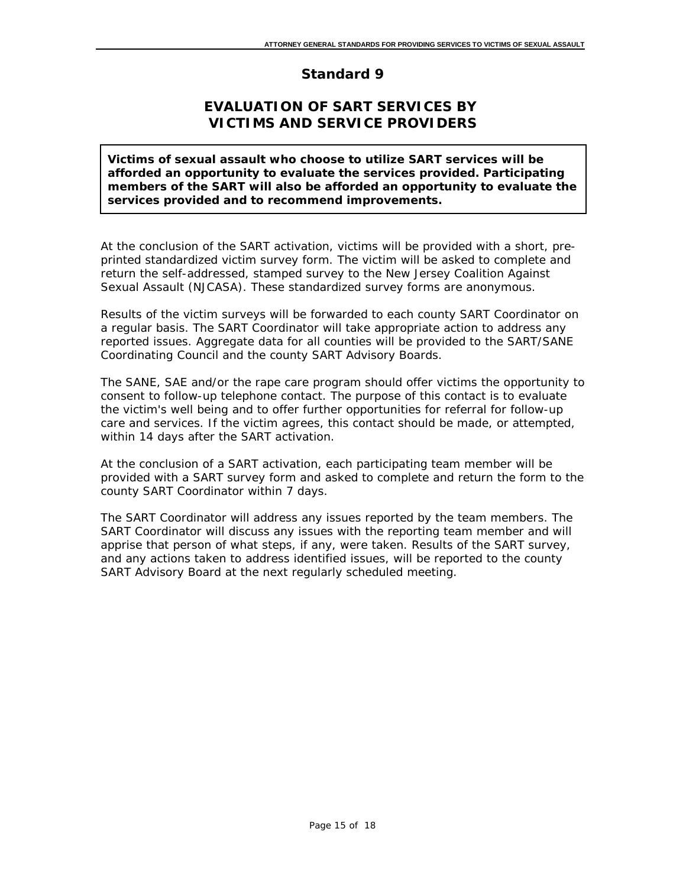# Standard 9

## EVALUATION OF SART SERVICES BY VICTIMS AND SERVICE PROVIDERS

**Victims of sexual assault who choose to utilize SART services will be afforded an opportunity to evaluate the services provided. Participating members of the SART will also be afforded an opportunity to evaluate the services provided and to recommend improvements.**

At the conclusion of the SART activation, victims will be provided with a short, pre-printed standardized victim survey form. The victim will be asked to complete and return the self-addressed, stamped survey to the New Jersey Coalition Against Sexual Assault (NJCASA). These standardized survey forms are anonymous.

Results of the victim surveys will be forwarded to each county SART Coordinator on a regular basis. The SART Coordinator will take appropriate action to address any reported issues. Aggregate data for all counties will be provided to the SART/SANE Coordinating Council and the county SART Advisory Boards.

The SANE, SAE and/or the rape care program should offer victims the opportunity to consent to follow-up telephone contact. The purpose of this contact is to evaluate the victim's well being and to offer further opportunities for referral for follow-up care and services. If the victim agrees, this contact should be made, or attempted, within 14 days after the SART activation.

At the conclusion of a SART activation, each participating team member will be provided with a SART survey form and asked to complete and return the form to the county SART Coordinator within 7 days.

The SART Coordinator will address any issues reported by the team members. The SART Coordinator will discuss any issues with the reporting team member and will apprise that person of what steps, if any, were taken. Results of the SART survey, and any actions taken to address identified issues, will be reported to the county SART Advisory Board at the next regularly scheduled meeting.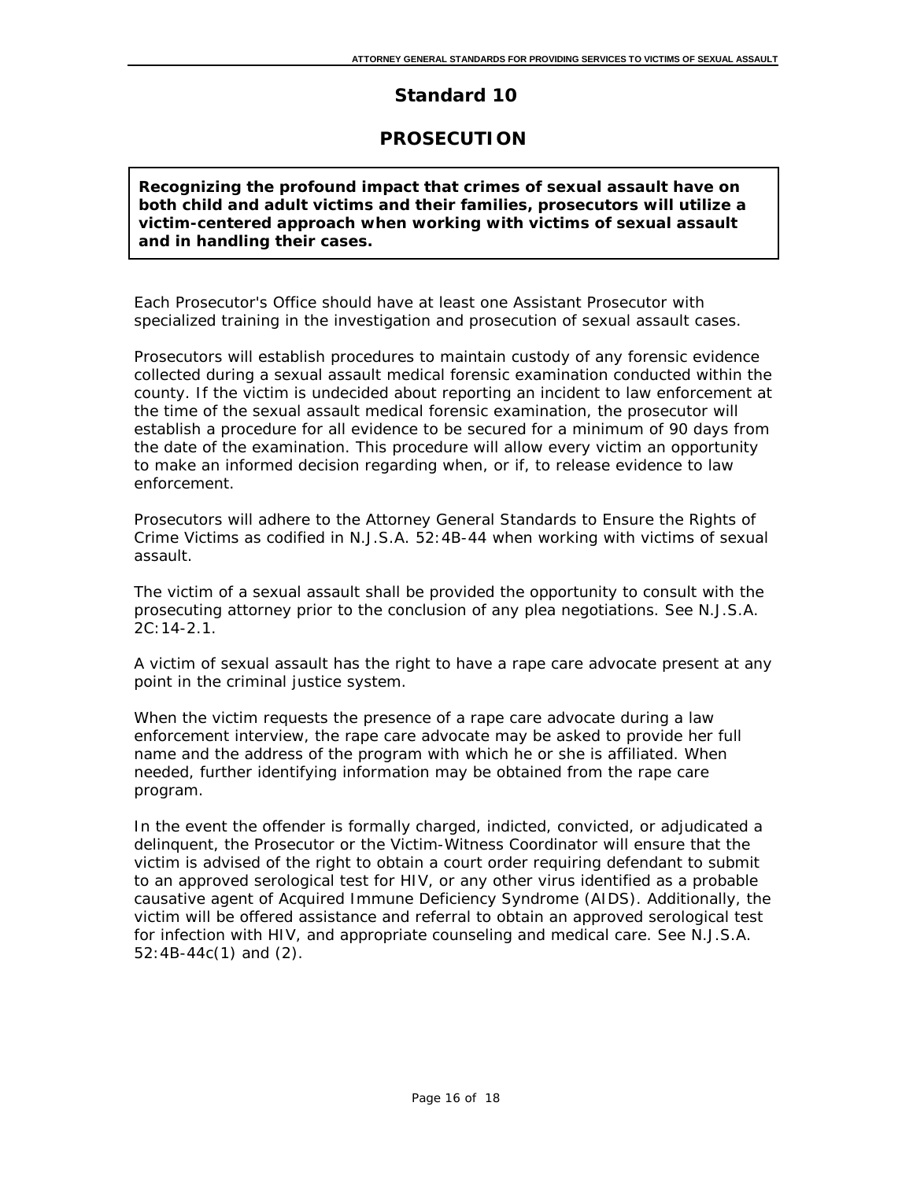# Standard 10

## PROSECUTION

**Recognizing the profound impact that crimes of sexual assault have on both child and adult victims and their families, prosecutors will utilize a victim-centered approach when working with victims of sexual assault and in handling their cases.**

Each Prosecutor's Office should have at least one Assistant Prosecutor with specialized training in the investigation and prosecution of sexual assault cases.

Prosecutors will establish procedures to maintain custody of any forensic evidence collected during a sexual assault medical forensic examination conducted within the county. If the victim is undecided about reporting an incident to law enforcement at the time of the sexual assault medical forensic examination, the prosecutor will establish a procedure for all evidence to be secured for a minimum of 90 days from the date of the examination. This procedure will allow every victim an opportunity to make an informed decision regarding when, or if, to release evidence to law enforcement.

Prosecutors will adhere to the Attorney General Standards to Ensure the Rights of Crime Victims as codified in N.J.S.A. 52:4B-44 when working with victims of sexual assault.

The victim of a sexual assault shall be provided the opportunity to consult with the prosecuting attorney prior to the conclusion of any plea negotiations. See N.J.S.A. 2C:14-2.1.

A victim of sexual assault has the right to have a rape care advocate present at any point in the criminal justice system.

When the victim requests the presence of a rape care advocate during a law enforcement interview, the rape care advocate may be asked to provide her full name and the address of the program with which he or she is affiliated. When needed, further identifying information may be obtained from the rape care program.

In the event the offender is formally charged, indicted, convicted, or adjudicated a delinquent, the Prosecutor or the Victim-Witness Coordinator will ensure that the victim is advised of the right to obtain a court order requiring defendant to submit to an approved serological test for HIV, or any other virus identified as a probable causative agent of Acquired Immune Deficiency Syndrome (AIDS). Additionally, the victim will be offered assistance and referral to obtain an approved serological test for infection with HIV, and appropriate counseling and medical care. See N.J.S.A. 52:4B-44c(1) and (2).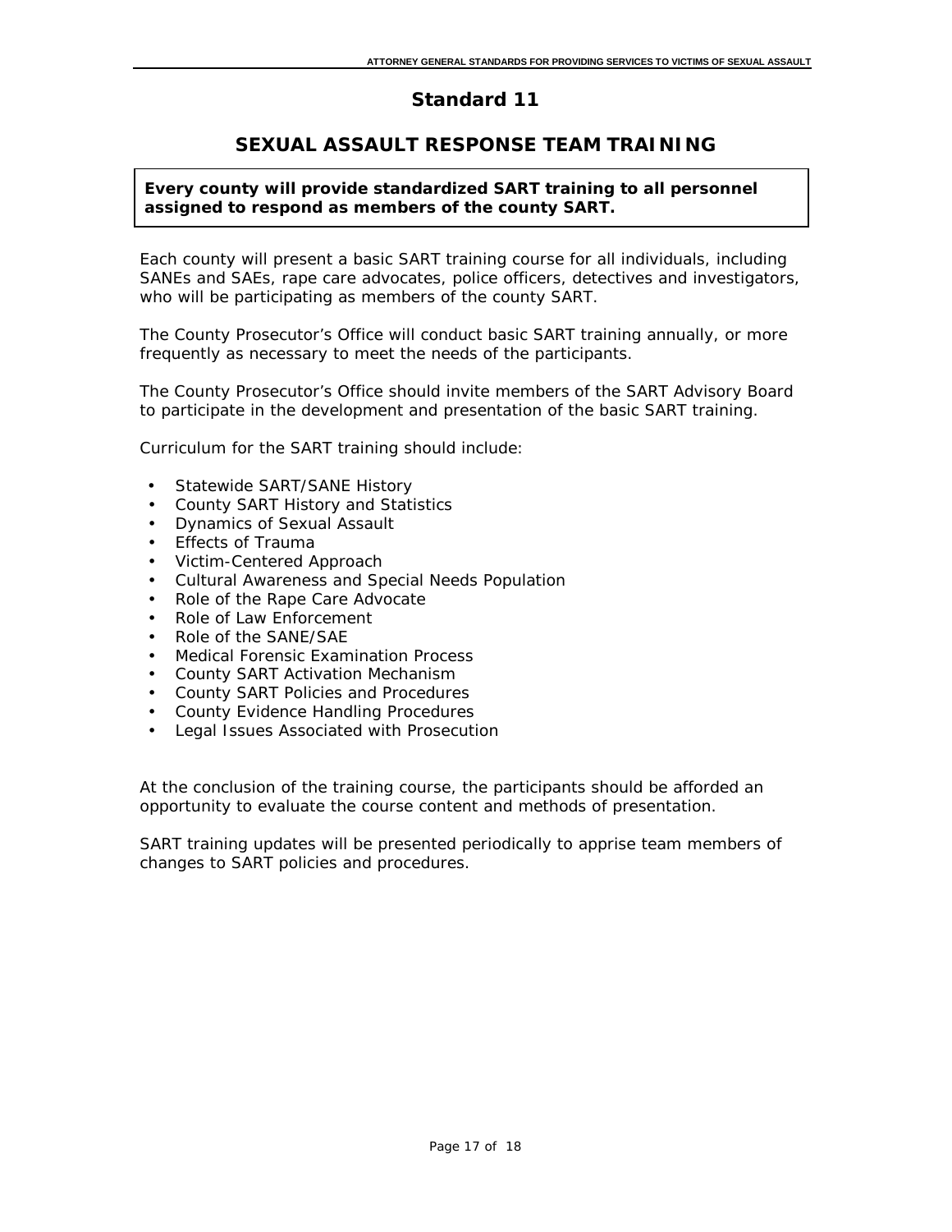# Standard 11

## SEXUAL ASSAULT RESPONSE TEAM TRAINING

**Every county will provide standardized SART training to all personnel assigned to respond as members of the county SART.**

Each county will present a basic SART training course for all individuals, including SANEs and SAEs, rape care advocates, police officers, detectives and investigators, who will be participating as members of the county SART.

The County Prosecutor's Office will conduct basic SART training annually, or more frequently as necessary to meet the needs of the participants.

The County Prosecutor's Office should invite members of the SART Advisory Board to participate in the development and presentation of the basic SART training.

Curriculum for the SART training should include:

- Statewide SART/SANE History
- County SART History and Statistics
- Dynamics of Sexual Assault
- Effects of Trauma
- Victim-Centered Approach
- Cultural Awareness and Special Needs Population
- Role of the Rape Care Advocate
- Role of Law Enforcement
- Role of the SANE/SAE
- Medical Forensic Examination Process
- County SART Activation Mechanism
- County SART Policies and Procedures
- County Evidence Handling Procedures
- Legal Issues Associated with Prosecution

At the conclusion of the training course, the participants should be afforded an opportunity to evaluate the course content and methods of presentation.

SART training updates will be presented periodically to apprise team members of changes to SART policies and procedures.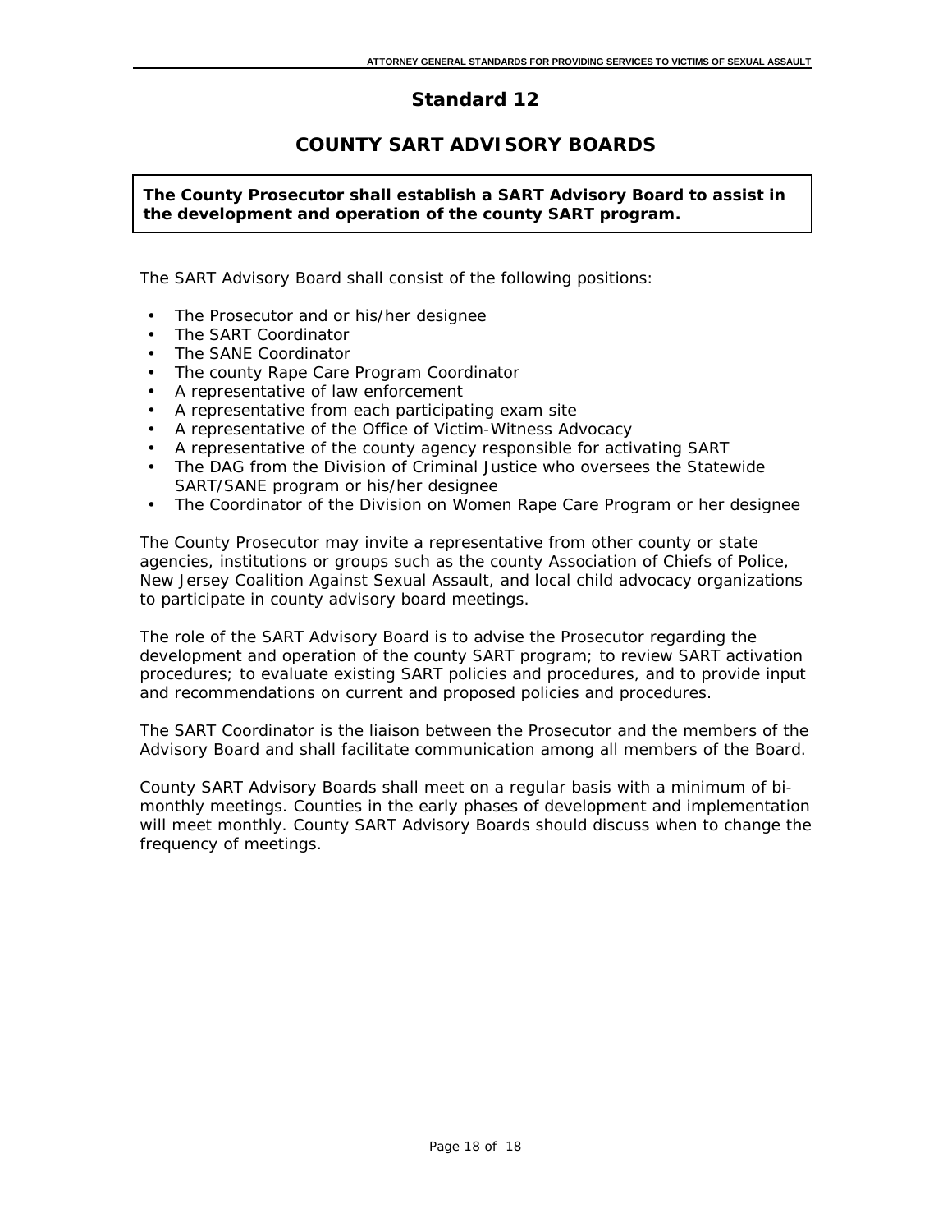# Standard 12

## COUNTY SART ADVISORY BOARDS

**The County Prosecutor shall establish a SART Advisory Board to assist in the development and operation of the county SART program.**

The SART Advisory Board shall consist of the following positions:

- The Prosecutor and or his/her designee
- The SART Coordinator
- The SANE Coordinator
- The county Rape Care Program Coordinator
- A representative of law enforcement
- A representative from each participating exam site
- A representative of the Office of Victim-Witness Advocacy
- A representative of the county agency responsible for activating SART
- The DAG from the Division of Criminal Justice who oversees the Statewide SART/SANE program or his/her designee
- The Coordinator of the Division on Women Rape Care Program or her designee

The County Prosecutor may invite a representative from other county or state agencies, institutions or groups such as the county Association of Chiefs of Police, New Jersey Coalition Against Sexual Assault, and local child advocacy organizations to participate in county advisory board meetings.

The role of the SART Advisory Board is to advise the Prosecutor regarding the development and operation of the county SART program; to review SART activation procedures; to evaluate existing SART policies and procedures, and to provide input and recommendations on current and proposed policies and procedures.

The SART Coordinator is the liaison between the Prosecutor and the members of the Advisory Board and shall facilitate communication among all members of the Board.

County SART Advisory Boards shall meet on a regular basis with a minimum of bi-monthly meetings. Counties in the early phases of development and implementation will meet monthly. County SART Advisory Boards should discuss when to change the frequency of meetings.